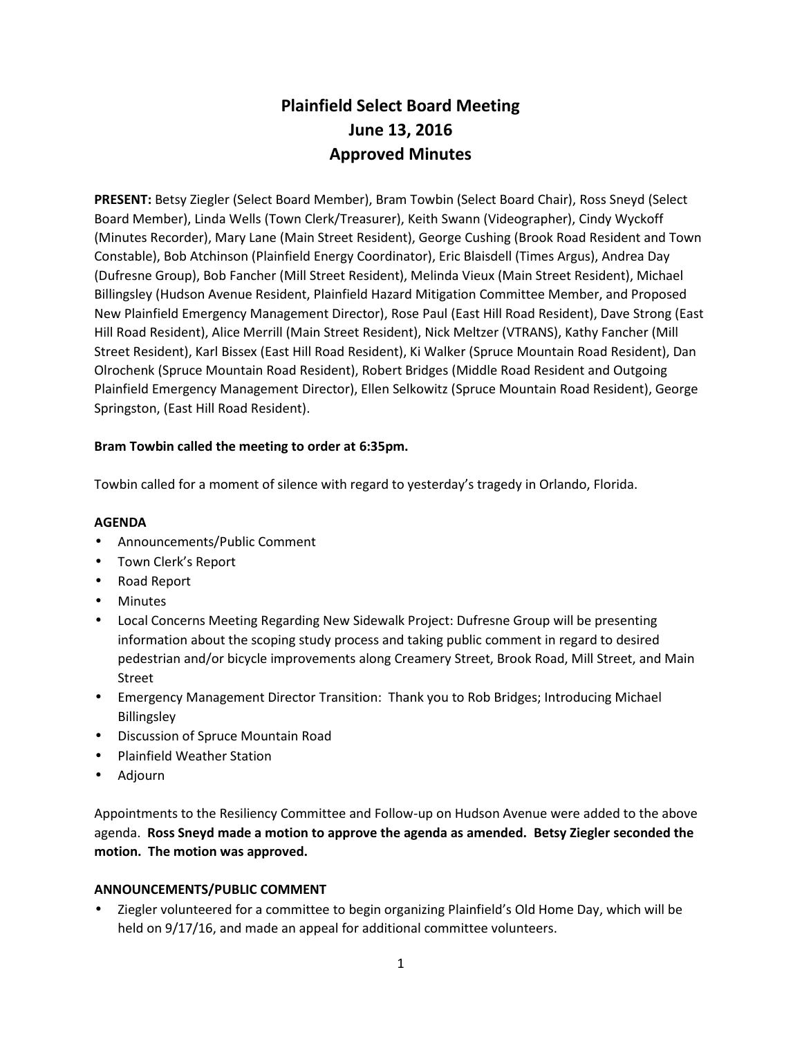# Plainfield Select Board Meeting
## June 13, 2016
## Approved Minutes

**PRESENT:** Betsy Ziegler (Select Board Member), Bram Towbin (Select Board Chair), Ross Sneyd (Select Board Member), Linda Wells (Town Clerk/Treasurer), Keith Swann (Videographer), Cindy Wyckoff (Minutes Recorder), Mary Lane (Main Street Resident), George Cushing (Brook Road Resident and Town Constable), Bob Atchinson (Plainfield Energy Coordinator), Eric Blaisdell (Times Argus), Andrea Day (Dufresne Group), Bob Fancher (Mill Street Resident), Melinda Vieux (Main Street Resident), Michael Billingsley (Hudson Avenue Resident, Plainfield Hazard Mitigation Committee Member, and Proposed New Plainfield Emergency Management Director), Rose Paul (East Hill Road Resident), Dave Strong (East Hill Road Resident), Alice Merrill (Main Street Resident), Nick Meltzer (VTRANS), Kathy Fancher (Mill Street Resident), Karl Bissex (East Hill Road Resident), Ki Walker (Spruce Mountain Road Resident), Dan Olrochenk (Spruce Mountain Road Resident), Robert Bridges (Middle Road Resident and Outgoing Plainfield Emergency Management Director), Ellen Selkowitz (Spruce Mountain Road Resident), George Springston, (East Hill Road Resident).

**Bram Towbin called the meeting to order at 6:35pm.**

Towbin called for a moment of silence with regard to yesterday's tragedy in Orlando, Florida.

**AGENDA**

- Announcements/Public Comment
- Town Clerk's Report
- Road Report
- Minutes
- Local Concerns Meeting Regarding New Sidewalk Project: Dufresne Group will be presenting information about the scoping study process and taking public comment in regard to desired pedestrian and/or bicycle improvements along Creamery Street, Brook Road, Mill Street, and Main Street
- Emergency Management Director Transition: Thank you to Rob Bridges; Introducing Michael Billingsley
- Discussion of Spruce Mountain Road
- Plainfield Weather Station
- Adjourn

Appointments to the Resiliency Committee and Follow-up on Hudson Avenue were added to the above agenda. **Ross Sneyd made a motion to approve the agenda as amended. Betsy Ziegler seconded the motion. The motion was approved.**

**ANNOUNCEMENTS/PUBLIC COMMENT**

- Ziegler volunteered for a committee to begin organizing Plainfield's Old Home Day, which will be held on 9/17/16, and made an appeal for additional committee volunteers.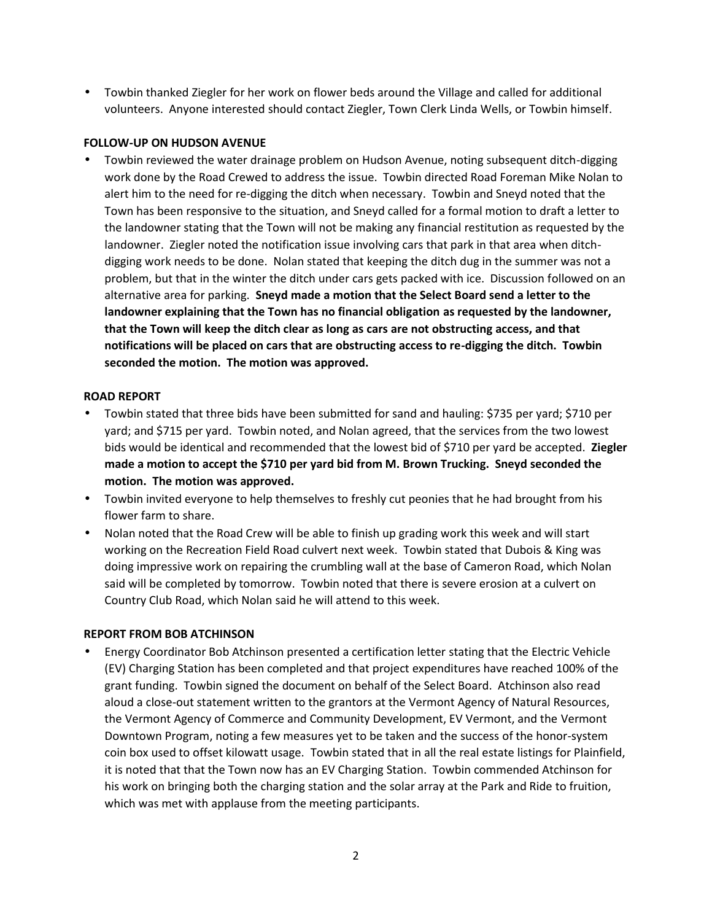- Towbin thanked Ziegler for her work on flower beds around the Village and called for additional volunteers. Anyone interested should contact Ziegler, Town Clerk Linda Wells, or Towbin himself.

**FOLLOW-UP ON HUDSON AVENUE**

- Towbin reviewed the water drainage problem on Hudson Avenue, noting subsequent ditch-digging work done by the Road Crewed to address the issue. Towbin directed Road Foreman Mike Nolan to alert him to the need for re-digging the ditch when necessary. Towbin and Sneyd noted that the Town has been responsive to the situation, and Sneyd called for a formal motion to draft a letter to the landowner stating that the Town will not be making any financial restitution as requested by the landowner. Ziegler noted the notification issue involving cars that park in that area when ditch-digging work needs to be done. Nolan stated that keeping the ditch dug in the summer was not a problem, but that in the winter the ditch under cars gets packed with ice. Discussion followed on an alternative area for parking. **Sneyd made a motion that the Select Board send a letter to the landowner explaining that the Town has no financial obligation as requested by the landowner, that the Town will keep the ditch clear as long as cars are not obstructing access, and that notifications will be placed on cars that are obstructing access to re-digging the ditch. Towbin seconded the motion. The motion was approved.**

**ROAD REPORT**

- Towbin stated that three bids have been submitted for sand and hauling: $735 per yard; $710 per yard; and $715 per yard. Towbin noted, and Nolan agreed, that the services from the two lowest bids would be identical and recommended that the lowest bid of $710 per yard be accepted. **Ziegler made a motion to accept the $710 per yard bid from M. Brown Trucking. Sneyd seconded the motion. The motion was approved.**
- Towbin invited everyone to help themselves to freshly cut peonies that he had brought from his flower farm to share.
- Nolan noted that the Road Crew will be able to finish up grading work this week and will start working on the Recreation Field Road culvert next week. Towbin stated that Dubois & King was doing impressive work on repairing the crumbling wall at the base of Cameron Road, which Nolan said will be completed by tomorrow. Towbin noted that there is severe erosion at a culvert on Country Club Road, which Nolan said he will attend to this week.

**REPORT FROM BOB ATCHINSON**

- Energy Coordinator Bob Atchinson presented a certification letter stating that the Electric Vehicle (EV) Charging Station has been completed and that project expenditures have reached 100% of the grant funding. Towbin signed the document on behalf of the Select Board. Atchinson also read aloud a close-out statement written to the grantors at the Vermont Agency of Natural Resources, the Vermont Agency of Commerce and Community Development, EV Vermont, and the Vermont Downtown Program, noting a few measures yet to be taken and the success of the honor-system coin box used to offset kilowatt usage. Towbin stated that in all the real estate listings for Plainfield, it is noted that that the Town now has an EV Charging Station. Towbin commended Atchinson for his work on bringing both the charging station and the solar array at the Park and Ride to fruition, which was met with applause from the meeting participants.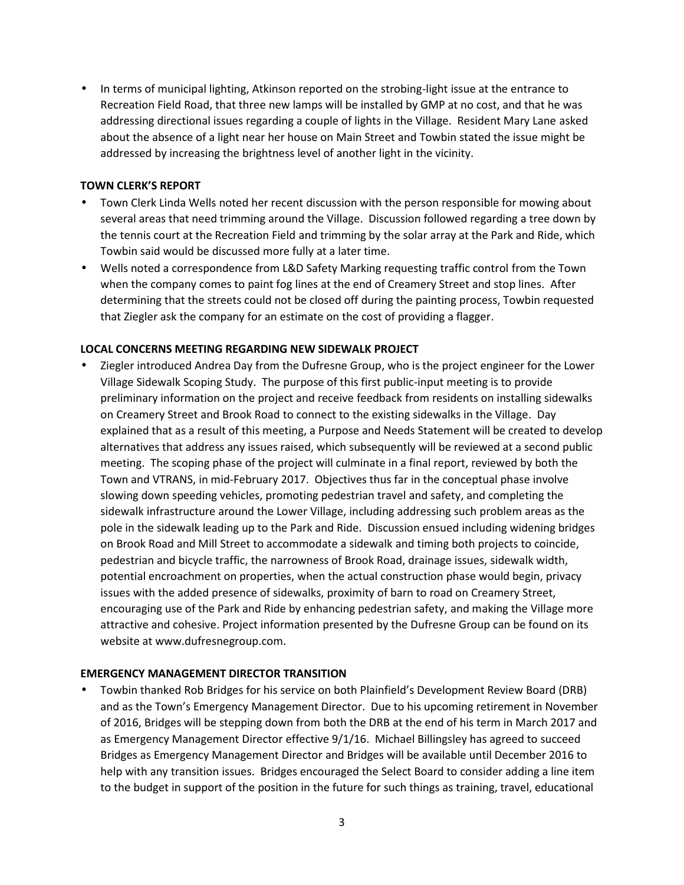- In terms of municipal lighting, Atkinson reported on the strobing-light issue at the entrance to Recreation Field Road, that three new lamps will be installed by GMP at no cost, and that he was addressing directional issues regarding a couple of lights in the Village. Resident Mary Lane asked about the absence of a light near her house on Main Street and Towbin stated the issue might be addressed by increasing the brightness level of another light in the vicinity.

**TOWN CLERK'S REPORT**

- Town Clerk Linda Wells noted her recent discussion with the person responsible for mowing about several areas that need trimming around the Village. Discussion followed regarding a tree down by the tennis court at the Recreation Field and trimming by the solar array at the Park and Ride, which Towbin said would be discussed more fully at a later time.
- Wells noted a correspondence from L&D Safety Marking requesting traffic control from the Town when the company comes to paint fog lines at the end of Creamery Street and stop lines. After determining that the streets could not be closed off during the painting process, Towbin requested that Ziegler ask the company for an estimate on the cost of providing a flagger.

**LOCAL CONCERNS MEETING REGARDING NEW SIDEWALK PROJECT**

- Ziegler introduced Andrea Day from the Dufresne Group, who is the project engineer for the Lower Village Sidewalk Scoping Study. The purpose of this first public-input meeting is to provide preliminary information on the project and receive feedback from residents on installing sidewalks on Creamery Street and Brook Road to connect to the existing sidewalks in the Village. Day explained that as a result of this meeting, a Purpose and Needs Statement will be created to develop alternatives that address any issues raised, which subsequently will be reviewed at a second public meeting. The scoping phase of the project will culminate in a final report, reviewed by both the Town and VTRANS, in mid-February 2017. Objectives thus far in the conceptual phase involve slowing down speeding vehicles, promoting pedestrian travel and safety, and completing the sidewalk infrastructure around the Lower Village, including addressing such problem areas as the pole in the sidewalk leading up to the Park and Ride. Discussion ensued including widening bridges on Brook Road and Mill Street to accommodate a sidewalk and timing both projects to coincide, pedestrian and bicycle traffic, the narrowness of Brook Road, drainage issues, sidewalk width, potential encroachment on properties, when the actual construction phase would begin, privacy issues with the added presence of sidewalks, proximity of barn to road on Creamery Street, encouraging use of the Park and Ride by enhancing pedestrian safety, and making the Village more attractive and cohesive. Project information presented by the Dufresne Group can be found on its website at www.dufresnegroup.com.

**EMERGENCY MANAGEMENT DIRECTOR TRANSITION**

- Towbin thanked Rob Bridges for his service on both Plainfield's Development Review Board (DRB) and as the Town's Emergency Management Director. Due to his upcoming retirement in November of 2016, Bridges will be stepping down from both the DRB at the end of his term in March 2017 and as Emergency Management Director effective 9/1/16. Michael Billingsley has agreed to succeed Bridges as Emergency Management Director and Bridges will be available until December 2016 to help with any transition issues. Bridges encouraged the Select Board to consider adding a line item to the budget in support of the position in the future for such things as training, travel, educational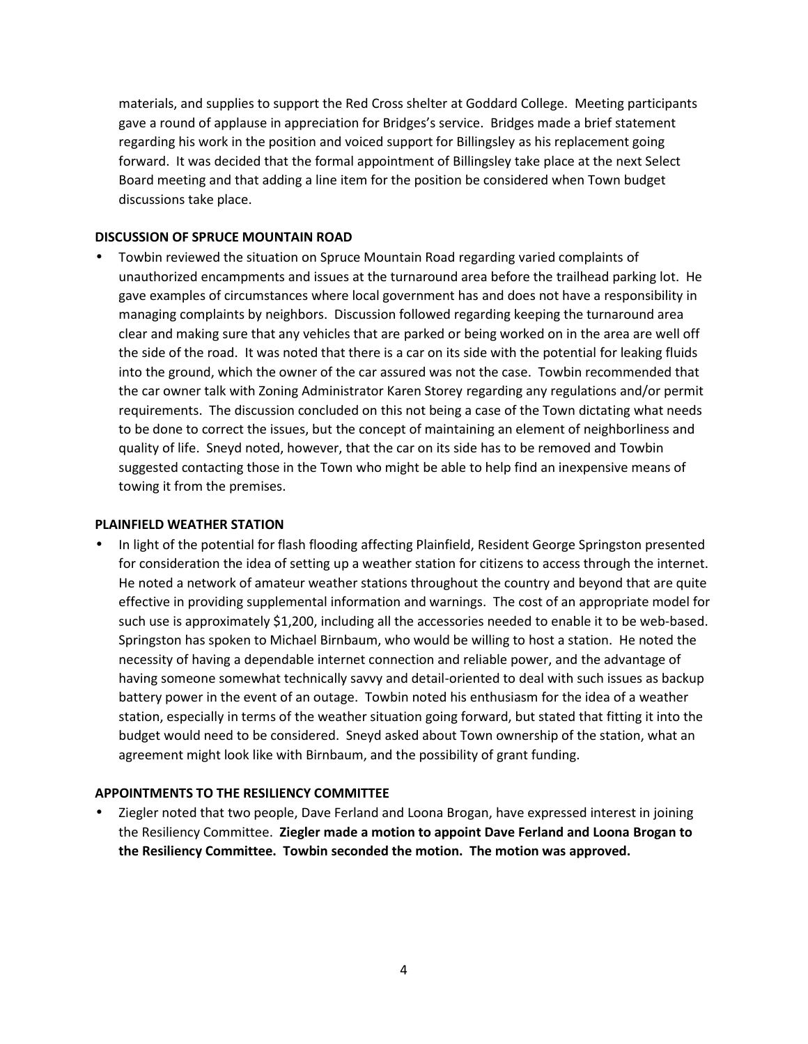materials, and supplies to support the Red Cross shelter at Goddard College. Meeting participants gave a round of applause in appreciation for Bridges's service. Bridges made a brief statement regarding his work in the position and voiced support for Billingsley as his replacement going forward. It was decided that the formal appointment of Billingsley take place at the next Select Board meeting and that adding a line item for the position be considered when Town budget discussions take place.

**DISCUSSION OF SPRUCE MOUNTAIN ROAD**

- Towbin reviewed the situation on Spruce Mountain Road regarding varied complaints of unauthorized encampments and issues at the turnaround area before the trailhead parking lot. He gave examples of circumstances where local government has and does not have a responsibility in managing complaints by neighbors. Discussion followed regarding keeping the turnaround area clear and making sure that any vehicles that are parked or being worked on in the area are well off the side of the road. It was noted that there is a car on its side with the potential for leaking fluids into the ground, which the owner of the car assured was not the case. Towbin recommended that the car owner talk with Zoning Administrator Karen Storey regarding any regulations and/or permit requirements. The discussion concluded on this not being a case of the Town dictating what needs to be done to correct the issues, but the concept of maintaining an element of neighborliness and quality of life. Sneyd noted, however, that the car on its side has to be removed and Towbin suggested contacting those in the Town who might be able to help find an inexpensive means of towing it from the premises.

**PLAINFIELD WEATHER STATION**

- In light of the potential for flash flooding affecting Plainfield, Resident George Springston presented for consideration the idea of setting up a weather station for citizens to access through the internet. He noted a network of amateur weather stations throughout the country and beyond that are quite effective in providing supplemental information and warnings. The cost of an appropriate model for such use is approximately $1,200, including all the accessories needed to enable it to be web-based. Springston has spoken to Michael Birnbaum, who would be willing to host a station. He noted the necessity of having a dependable internet connection and reliable power, and the advantage of having someone somewhat technically savvy and detail-oriented to deal with such issues as backup battery power in the event of an outage. Towbin noted his enthusiasm for the idea of a weather station, especially in terms of the weather situation going forward, but stated that fitting it into the budget would need to be considered. Sneyd asked about Town ownership of the station, what an agreement might look like with Birnbaum, and the possibility of grant funding.

**APPOINTMENTS TO THE RESILIENCY COMMITTEE**

- Ziegler noted that two people, Dave Ferland and Loona Brogan, have expressed interest in joining the Resiliency Committee. **Ziegler made a motion to appoint Dave Ferland and Loona Brogan to the Resiliency Committee. Towbin seconded the motion. The motion was approved.**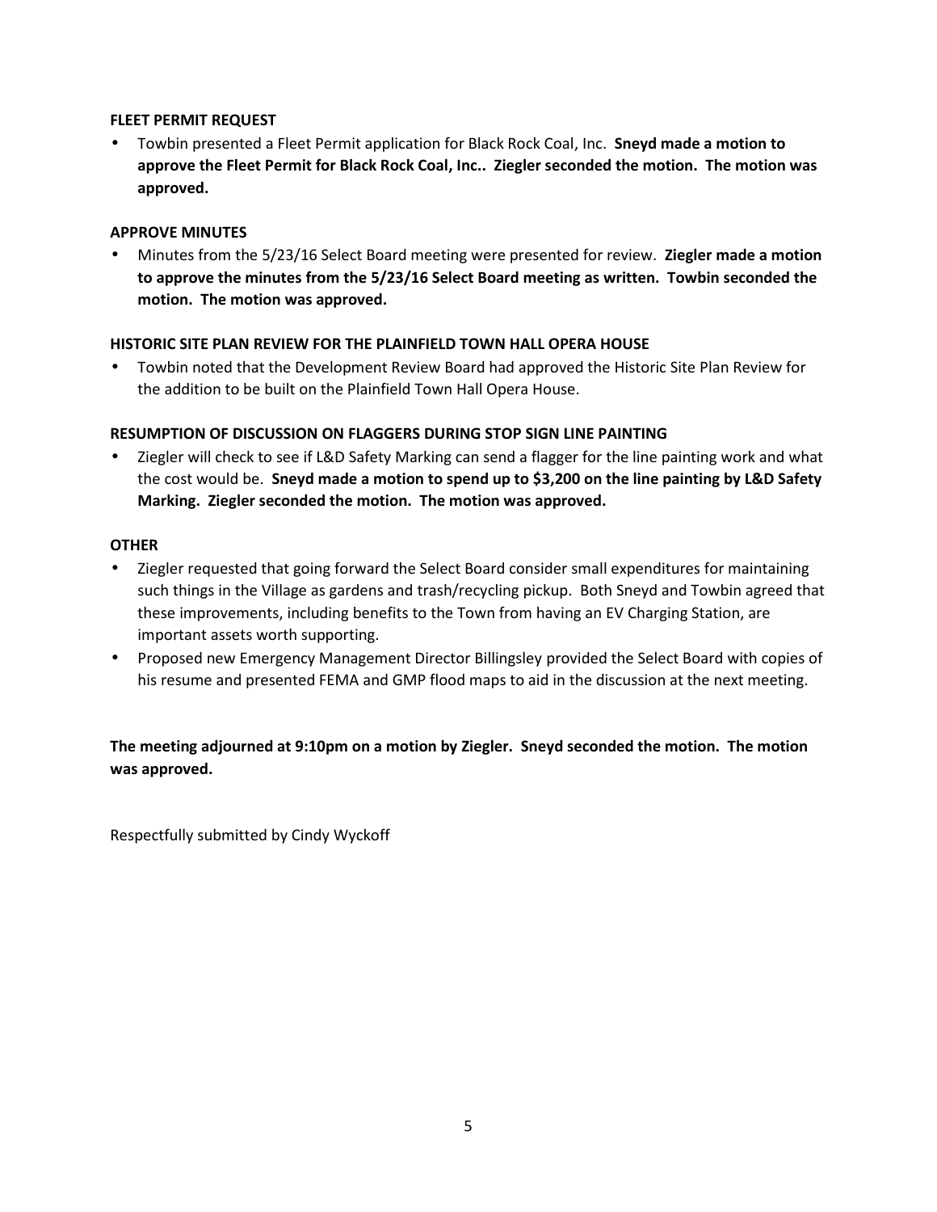### FLEET PERMIT REQUEST

- Towbin presented a Fleet Permit application for Black Rock Coal, Inc. **Sneyd made a motion to approve the Fleet Permit for Black Rock Coal, Inc.. Ziegler seconded the motion. The motion was approved.**

### APPROVE MINUTES

- Minutes from the 5/23/16 Select Board meeting were presented for review. **Ziegler made a motion to approve the minutes from the 5/23/16 Select Board meeting as written. Towbin seconded the motion. The motion was approved.**

### HISTORIC SITE PLAN REVIEW FOR THE PLAINFIELD TOWN HALL OPERA HOUSE

- Towbin noted that the Development Review Board had approved the Historic Site Plan Review for the addition to be built on the Plainfield Town Hall Opera House.

### RESUMPTION OF DISCUSSION ON FLAGGERS DURING STOP SIGN LINE PAINTING

- Ziegler will check to see if L&D Safety Marking can send a flagger for the line painting work and what the cost would be. **Sneyd made a motion to spend up to $3,200 on the line painting by L&D Safety Marking. Ziegler seconded the motion. The motion was approved.**

### OTHER

- Ziegler requested that going forward the Select Board consider small expenditures for maintaining such things in the Village as gardens and trash/recycling pickup. Both Sneyd and Towbin agreed that these improvements, including benefits to the Town from having an EV Charging Station, are important assets worth supporting.
- Proposed new Emergency Management Director Billingsley provided the Select Board with copies of his resume and presented FEMA and GMP flood maps to aid in the discussion at the next meeting.

**The meeting adjourned at 9:10pm on a motion by Ziegler. Sneyd seconded the motion. The motion was approved.**

Respectfully submitted by Cindy Wyckoff